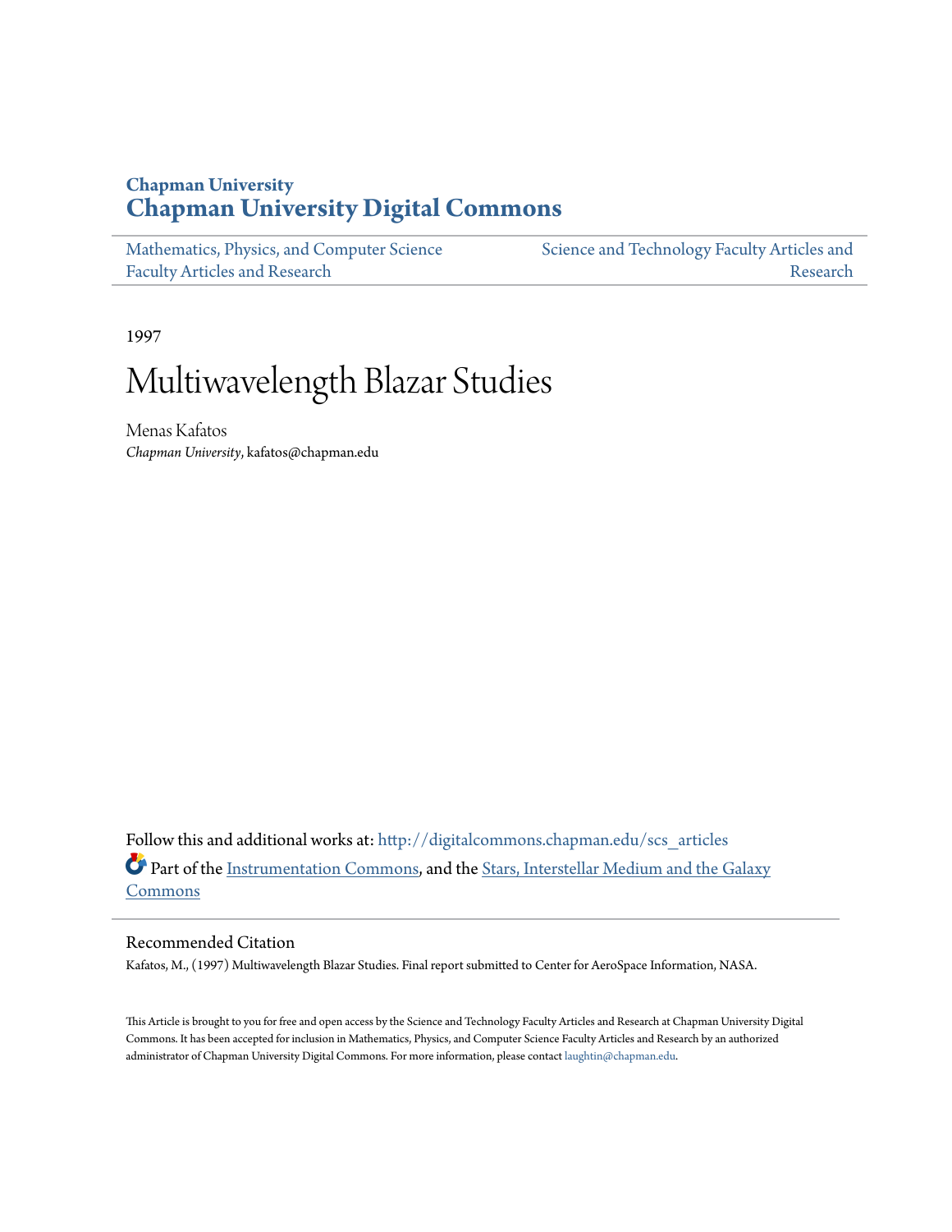Chapman University

# Chapman University Digital Commons

Mathematics, Physics, and Computer Science Faculty Articles and Research

Science and Technology Faculty Articles and Research

1997

# Multiwavelength Blazar Studies

Menas Kafatos
*Chapman University*, kafatos@chapman.edu

Follow this and additional works at: http://digitalcommons.chapman.edu/scs_articles

Part of the Instrumentation Commons, and the Stars, Interstellar Medium and the Galaxy Commons

## Recommended Citation

Kafatos, M., (1997) Multiwavelength Blazar Studies. Final report submitted to Center for AeroSpace Information, NASA.

This Article is brought to you for free and open access by the Science and Technology Faculty Articles and Research at Chapman University Digital Commons. It has been accepted for inclusion in Mathematics, Physics, and Computer Science Faculty Articles and Research by an authorized administrator of Chapman University Digital Commons. For more information, please contact laughtin@chapman.edu.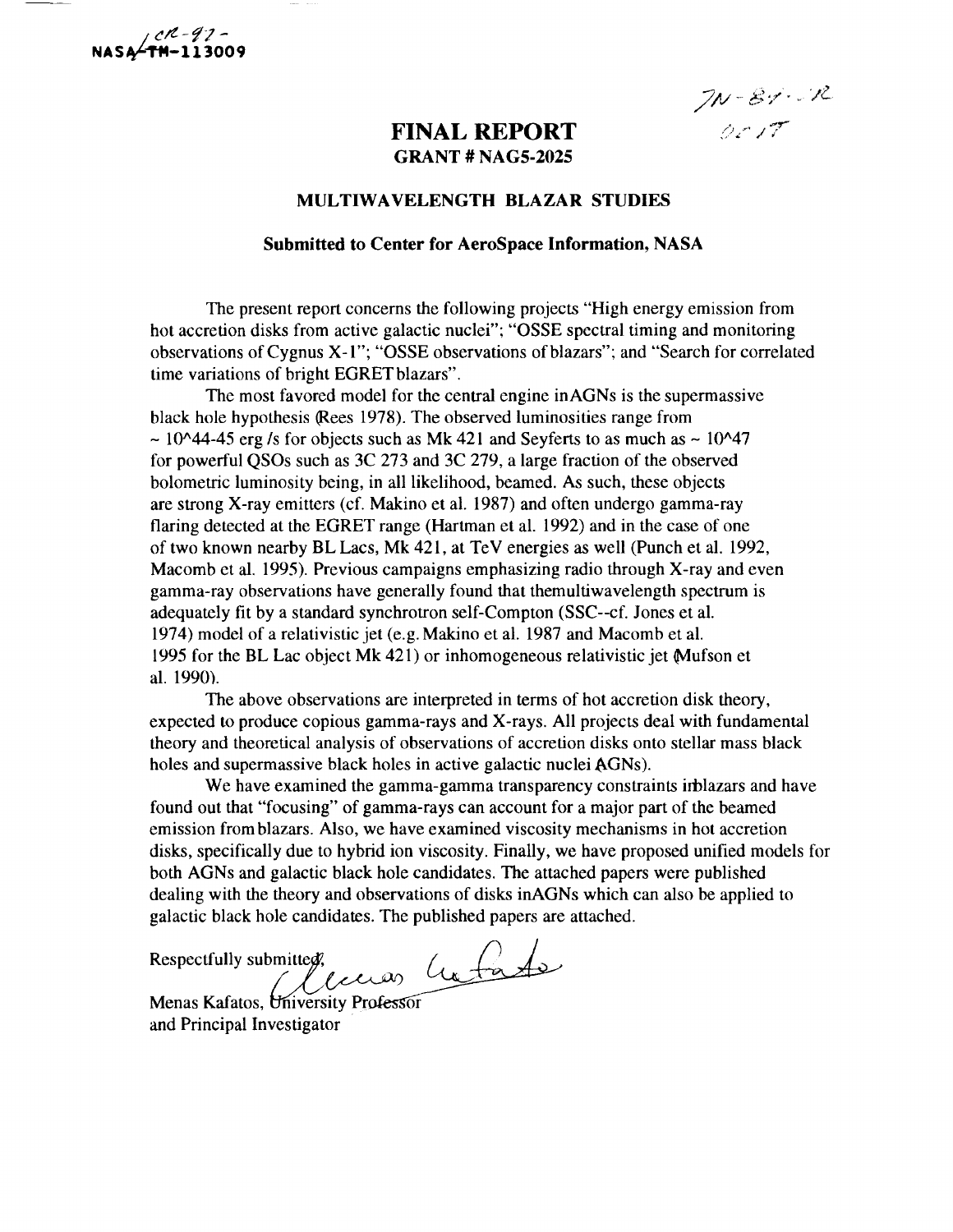NASA/CR-97-
NASA-TM-113009

7N-84-CR
OCIT

# FINAL REPORT

## GRANT # NAG5-2025

### MULTIWAVELENGTH BLAZAR STUDIES

**Submitted to Center for AeroSpace Information, NASA**

The present report concerns the following projects "High energy emission from hot accretion disks from active galactic nuclei"; "OSSE spectral timing and monitoring observations of Cygnus X-1"; "OSSE observations of blazars"; and "Search for correlated time variations of bright EGRET blazars".

The most favored model for the central engine in AGNs is the supermassive black hole hypothesis (Rees 1978). The observed luminosities range from ~ 10^44-45 erg /s for objects such as Mk 421 and Seyferts to as much as ~ 10^47 for powerful QSOs such as 3C 273 and 3C 279, a large fraction of the observed bolometric luminosity being, in all likelihood, beamed. As such, these objects are strong X-ray emitters (cf. Makino et al. 1987) and often undergo gamma-ray flaring detected at the EGRET range (Hartman et al. 1992) and in the case of one of two known nearby BL Lacs, Mk 421, at TeV energies as well (Punch et al. 1992, Macomb et al. 1995). Previous campaigns emphasizing radio through X-ray and even gamma-ray observations have generally found that the multiwavelength spectrum is adequately fit by a standard synchrotron self-Compton (SSC--cf. Jones et al. 1974) model of a relativistic jet (e.g. Makino et al. 1987 and Macomb et al. 1995 for the BL Lac object Mk 421) or inhomogeneous relativistic jet (Mufson et al. 1990).

The above observations are interpreted in terms of hot accretion disk theory, expected to produce copious gamma-rays and X-rays. All projects deal with fundamental theory and theoretical analysis of observations of accretion disks onto stellar mass black holes and supermassive black holes in active galactic nuclei (AGNs).

We have examined the gamma-gamma transparency constraints in blazars and have found out that "focusing" of gamma-rays can account for a major part of the beamed emission from blazars. Also, we have examined viscosity mechanisms in hot accretion disks, specifically due to hybrid ion viscosity. Finally, we have proposed unified models for both AGNs and galactic black hole candidates. The attached papers were published dealing with the theory and observations of disks in AGNs which can also be applied to galactic black hole candidates. The published papers are attached.

Respectfully submitted,

Menas Kafatos, University Professor
and Principal Investigator